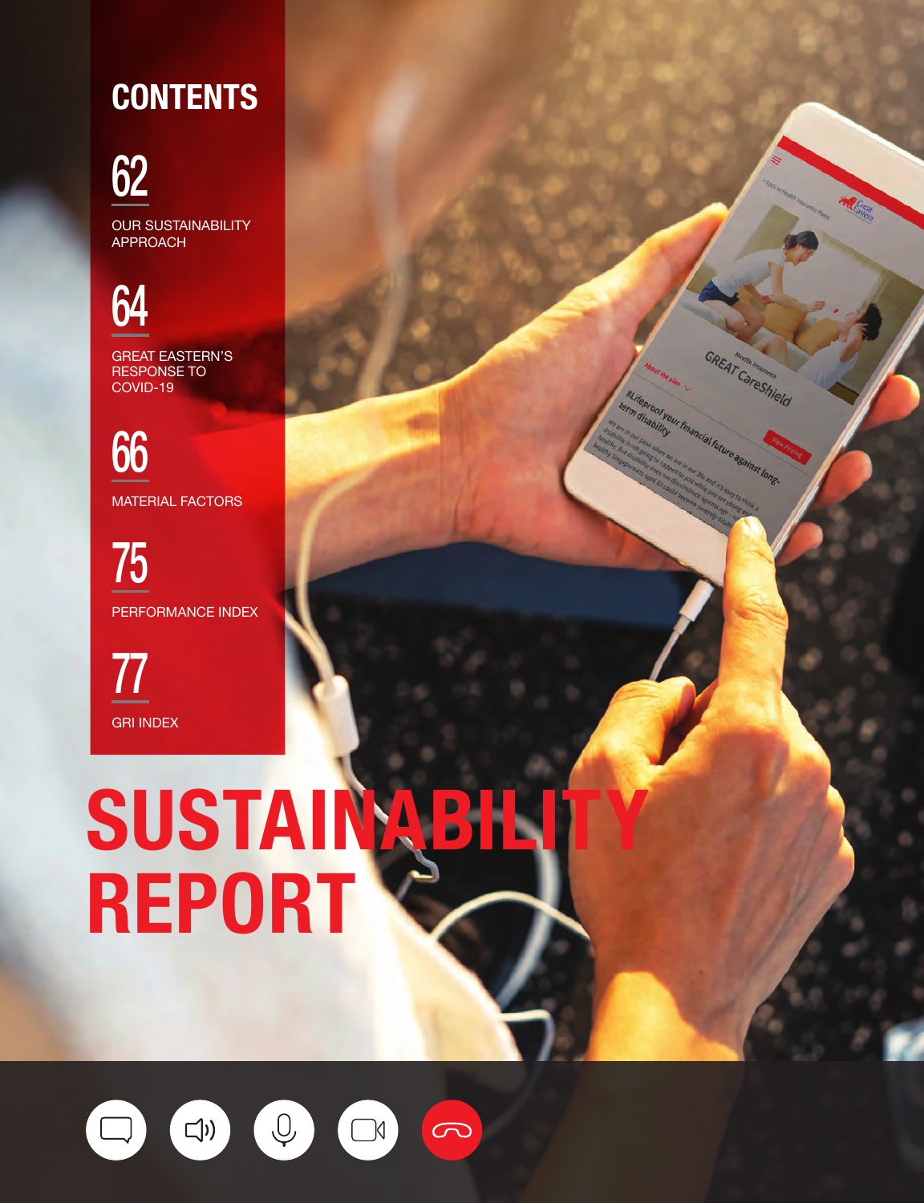## CONTENTS

62
OUR SUSTAINABILITY APPROACH

64
GREAT EASTERN'S RESPONSE TO COVID-19

66
MATERIAL FACTORS

75
PERFORMANCE INDEX

77
GRI INDEX

# SUSTAINABILITY REPORT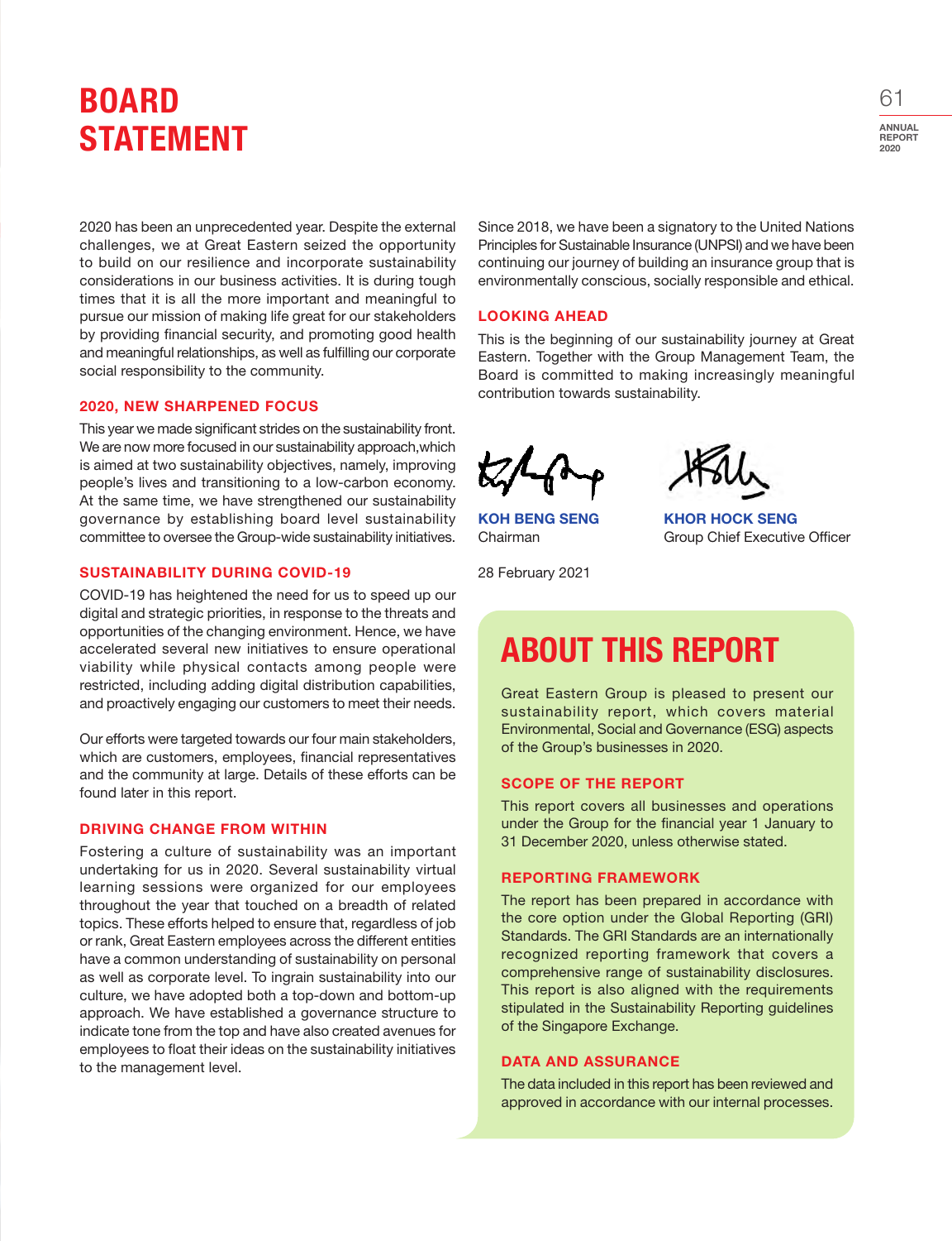# BOARD STATEMENT

2020 has been an unprecedented year. Despite the external challenges, we at Great Eastern seized the opportunity to build on our resilience and incorporate sustainability considerations in our business activities. It is during tough times that it is all the more important and meaningful to pursue our mission of making life great for our stakeholders by providing financial security, and promoting good health and meaningful relationships, as well as fulfilling our corporate social responsibility to the community.

### 2020, NEW SHARPENED FOCUS

This year we made significant strides on the sustainability front. We are now more focused in our sustainability approach,which is aimed at two sustainability objectives, namely, improving people's lives and transitioning to a low-carbon economy. At the same time, we have strengthened our sustainability governance by establishing board level sustainability committee to oversee the Group-wide sustainability initiatives.

### SUSTAINABILITY DURING COVID-19

COVID-19 has heightened the need for us to speed up our digital and strategic priorities, in response to the threats and opportunities of the changing environment. Hence, we have accelerated several new initiatives to ensure operational viability while physical contacts among people were restricted, including adding digital distribution capabilities, and proactively engaging our customers to meet their needs.

Our efforts were targeted towards our four main stakeholders, which are customers, employees, financial representatives and the community at large. Details of these efforts can be found later in this report.

### DRIVING CHANGE FROM WITHIN

Fostering a culture of sustainability was an important undertaking for us in 2020. Several sustainability virtual learning sessions were organized for our employees throughout the year that touched on a breadth of related topics. These efforts helped to ensure that, regardless of job or rank, Great Eastern employees across the different entities have a common understanding of sustainability on personal as well as corporate level. To ingrain sustainability into our culture, we have adopted both a top-down and bottom-up approach. We have established a governance structure to indicate tone from the top and have also created avenues for employees to float their ideas on the sustainability initiatives to the management level.

Since 2018, we have been a signatory to the United Nations Principles for Sustainable Insurance (UNPSI) and we have been continuing our journey of building an insurance group that is environmentally conscious, socially responsible and ethical.

### LOOKING AHEAD

This is the beginning of our sustainability journey at Great Eastern. Together with the Group Management Team, the Board is committed to making increasingly meaningful contribution towards sustainability.

**KOH BENG SENG**
Chairman

**KHOR HOCK SENG**
Group Chief Executive Officer

28 February 2021

# ABOUT THIS REPORT

Great Eastern Group is pleased to present our sustainability report, which covers material Environmental, Social and Governance (ESG) aspects of the Group's businesses in 2020.

### SCOPE OF THE REPORT

This report covers all businesses and operations under the Group for the financial year 1 January to 31 December 2020, unless otherwise stated.

### REPORTING FRAMEWORK

The report has been prepared in accordance with the core option under the Global Reporting (GRI) Standards. The GRI Standards are an internationally recognized reporting framework that covers a comprehensive range of sustainability disclosures. This report is also aligned with the requirements stipulated in the Sustainability Reporting guidelines of the Singapore Exchange.

### DATA AND ASSURANCE

The data included in this report has been reviewed and approved in accordance with our internal processes.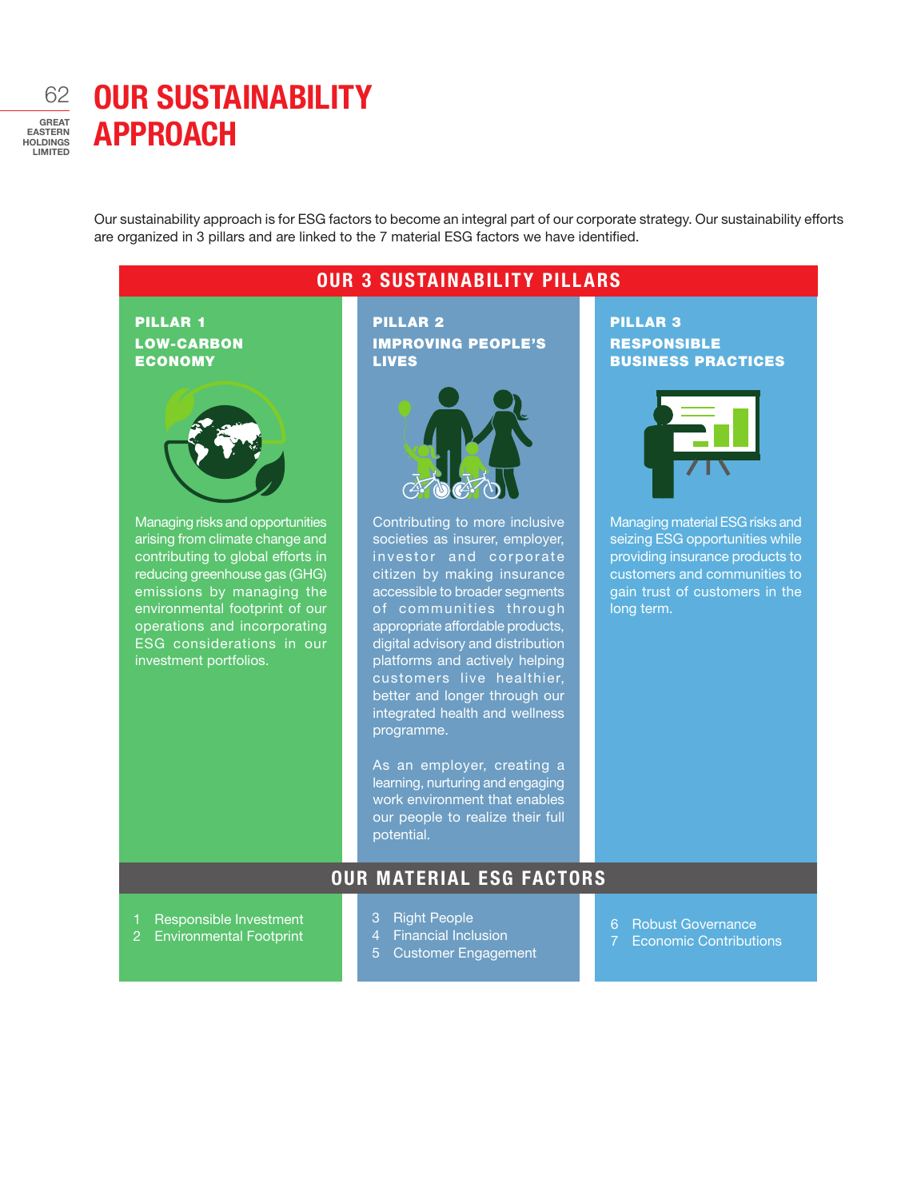# OUR SUSTAINABILITY APPROACH

Our sustainability approach is for ESG factors to become an integral part of our corporate strategy. Our sustainability efforts are organized in 3 pillars and are linked to the 7 material ESG factors we have identified.

## OUR 3 SUSTAINABILITY PILLARS

### PILLAR 1 LOW-CARBON ECONOMY

Managing risks and opportunities arising from climate change and contributing to global efforts in reducing greenhouse gas (GHG) emissions by managing the environmental footprint of our operations and incorporating ESG considerations in our investment portfolios.

### PILLAR 2 IMPROVING PEOPLE'S LIVES

Contributing to more inclusive societies as insurer, employer, investor and corporate citizen by making insurance accessible to broader segments of communities through appropriate affordable products, digital advisory and distribution platforms and actively helping customers live healthier, better and longer through our integrated health and wellness programme.

As an employer, creating a learning, nurturing and engaging work environment that enables our people to realize their full potential.

### PILLAR 3 RESPONSIBLE BUSINESS PRACTICES

Managing material ESG risks and seizing ESG opportunities while providing insurance products to customers and communities to gain trust of customers in the long term.

## OUR MATERIAL ESG FACTORS

| Pillar 1 | Pillar 2 | Pillar 3 |
| --- | --- | --- |
| 1 Responsible Investment<br>2 Environmental Footprint | 3 Right People<br>4 Financial Inclusion<br>5 Customer Engagement | 6 Robust Governance<br>7 Economic Contributions |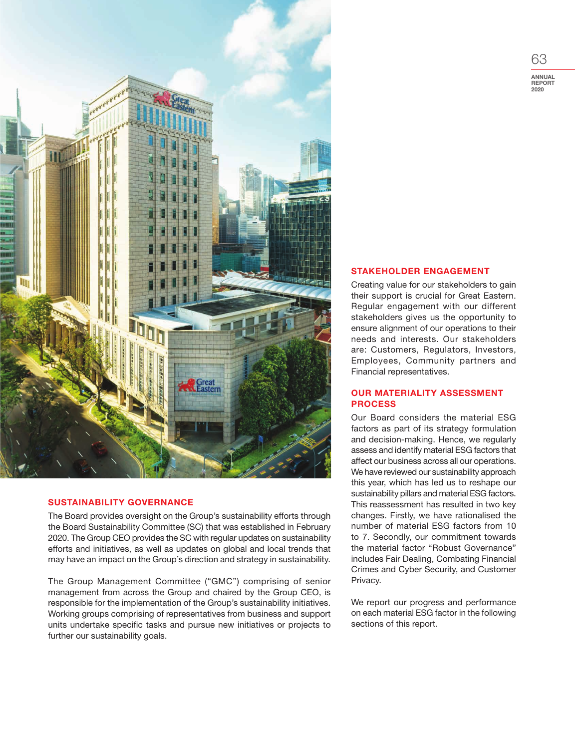## SUSTAINABILITY GOVERNANCE

The Board provides oversight on the Group's sustainability efforts through the Board Sustainability Committee (SC) that was established in February 2020. The Group CEO provides the SC with regular updates on sustainability efforts and initiatives, as well as updates on global and local trends that may have an impact on the Group's direction and strategy in sustainability.

The Group Management Committee ("GMC") comprising of senior management from across the Group and chaired by the Group CEO, is responsible for the implementation of the Group's sustainability initiatives. Working groups comprising of representatives from business and support units undertake specific tasks and pursue new initiatives or projects to further our sustainability goals.

## STAKEHOLDER ENGAGEMENT

Creating value for our stakeholders to gain their support is crucial for Great Eastern. Regular engagement with our different stakeholders gives us the opportunity to ensure alignment of our operations to their needs and interests. Our stakeholders are: Customers, Regulators, Investors, Employees, Community partners and Financial representatives.

## OUR MATERIALITY ASSESSMENT PROCESS

Our Board considers the material ESG factors as part of its strategy formulation and decision-making. Hence, we regularly assess and identify material ESG factors that affect our business across all our operations. We have reviewed our sustainability approach this year, which has led us to reshape our sustainability pillars and material ESG factors. This reassessment has resulted in two key changes. Firstly, we have rationalised the number of material ESG factors from 10 to 7. Secondly, our commitment towards the material factor "Robust Governance" includes Fair Dealing, Combating Financial Crimes and Cyber Security, and Customer Privacy.

We report our progress and performance on each material ESG factor in the following sections of this report.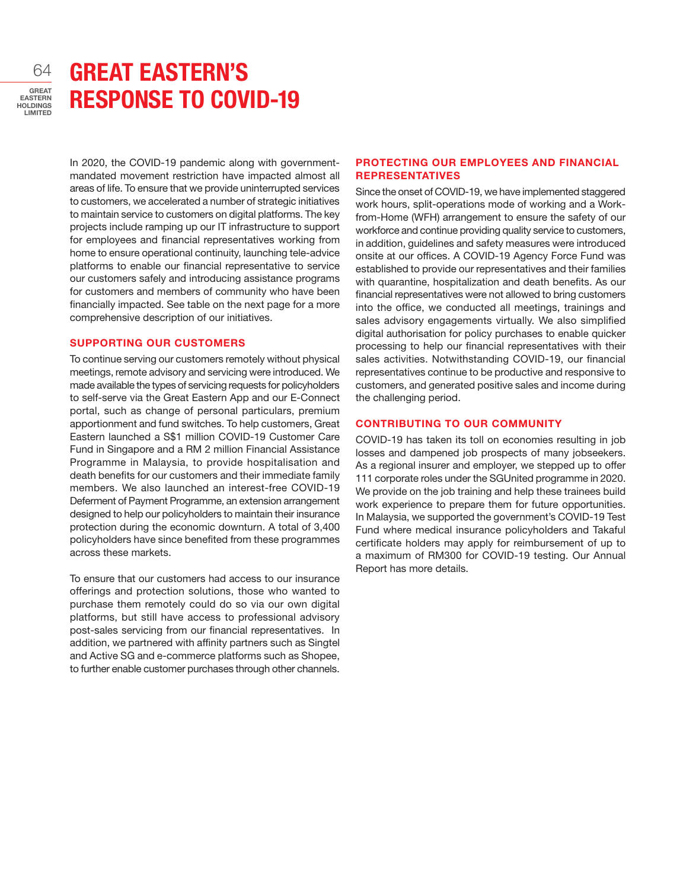# GREAT EASTERN'S RESPONSE TO COVID-19

In 2020, the COVID-19 pandemic along with government-mandated movement restriction have impacted almost all areas of life. To ensure that we provide uninterrupted services to customers, we accelerated a number of strategic initiatives to maintain service to customers on digital platforms. The key projects include ramping up our IT infrastructure to support for employees and financial representatives working from home to ensure operational continuity, launching tele-advice platforms to enable our financial representative to service our customers safely and introducing assistance programs for customers and members of community who have been financially impacted. See table on the next page for a more comprehensive description of our initiatives.

## SUPPORTING OUR CUSTOMERS

To continue serving our customers remotely without physical meetings, remote advisory and servicing were introduced. We made available the types of servicing requests for policyholders to self-serve via the Great Eastern App and our E-Connect portal, such as change of personal particulars, premium apportionment and fund switches. To help customers, Great Eastern launched a S$1 million COVID-19 Customer Care Fund in Singapore and a RM 2 million Financial Assistance Programme in Malaysia, to provide hospitalisation and death benefits for our customers and their immediate family members. We also launched an interest-free COVID-19 Deferment of Payment Programme, an extension arrangement designed to help our policyholders to maintain their insurance protection during the economic downturn. A total of 3,400 policyholders have since benefited from these programmes across these markets.

To ensure that our customers had access to our insurance offerings and protection solutions, those who wanted to purchase them remotely could do so via our own digital platforms, but still have access to professional advisory post-sales servicing from our financial representatives. In addition, we partnered with affinity partners such as Singtel and Active SG and e-commerce platforms such as Shopee, to further enable customer purchases through other channels.

## PROTECTING OUR EMPLOYEES AND FINANCIAL REPRESENTATIVES

Since the onset of COVID-19, we have implemented staggered work hours, split-operations mode of working and a Work-from-Home (WFH) arrangement to ensure the safety of our workforce and continue providing quality service to customers, in addition, guidelines and safety measures were introduced onsite at our offices. A COVID-19 Agency Force Fund was established to provide our representatives and their families with quarantine, hospitalization and death benefits. As our financial representatives were not allowed to bring customers into the office, we conducted all meetings, trainings and sales advisory engagements virtually. We also simplified digital authorisation for policy purchases to enable quicker processing to help our financial representatives with their sales activities. Notwithstanding COVID-19, our financial representatives continue to be productive and responsive to customers, and generated positive sales and income during the challenging period.

## CONTRIBUTING TO OUR COMMUNITY

COVID-19 has taken its toll on economies resulting in job losses and dampened job prospects of many jobseekers. As a regional insurer and employer, we stepped up to offer 111 corporate roles under the SGUnited programme in 2020. We provide on the job training and help these trainees build work experience to prepare them for future opportunities. In Malaysia, we supported the government's COVID-19 Test Fund where medical insurance policyholders and Takaful certificate holders may apply for reimbursement of up to a maximum of RM300 for COVID-19 testing. Our Annual Report has more details.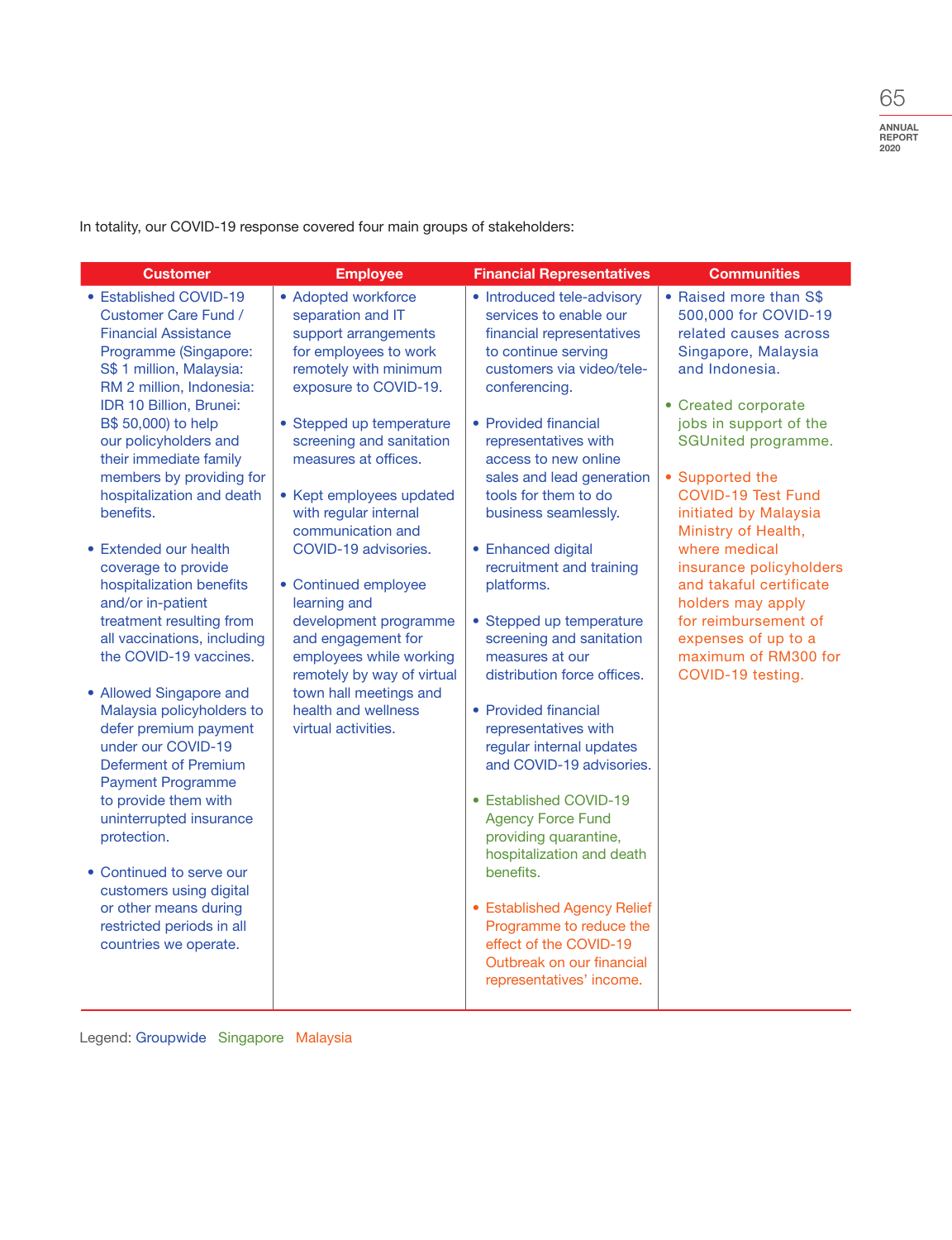In totality, our COVID-19 response covered four main groups of stakeholders:

| Customer | Employee | Financial Representatives | Communities |
|---|---|---|---|
| • Established COVID-19 Customer Care Fund / Financial Assistance Programme (Singapore: S$ 1 million, Malaysia: RM 2 million, Indonesia: IDR 10 Billion, Brunei: B$ 50,000) to help our policyholders and their immediate family members by providing for hospitalization and death benefits.<br><br>• Extended our health coverage to provide hospitalization benefits and/or in-patient treatment resulting from all vaccinations, including the COVID-19 vaccines.<br><br>• Allowed Singapore and Malaysia policyholders to defer premium payment under our COVID-19 Deferment of Premium Payment Programme to provide them with uninterrupted insurance protection.<br><br>• Continued to serve our customers using digital or other means during restricted periods in all countries we operate. | • Adopted workforce separation and IT support arrangements for employees to work remotely with minimum exposure to COVID-19.<br><br>• Stepped up temperature screening and sanitation measures at offices.<br><br>• Kept employees updated with regular internal communication and COVID-19 advisories.<br><br>• Continued employee learning and development programme and engagement for employees while working remotely by way of virtual town hall meetings and health and wellness virtual activities. | • Introduced tele-advisory services to enable our financial representatives to continue serving customers via video/tele-conferencing.<br><br>• Provided financial representatives with access to new online sales and lead generation tools for them to do business seamlessly.<br><br>• Enhanced digital recruitment and training platforms.<br><br>• Stepped up temperature screening and sanitation measures at our distribution force offices.<br><br>• Provided financial representatives with regular internal updates and COVID-19 advisories.<br><br>• Established COVID-19 Agency Force Fund providing quarantine, hospitalization and death benefits.<br><br>• Established Agency Relief Programme to reduce the effect of the COVID-19 Outbreak on our financial representatives' income. | • Raised more than S$ 500,000 for COVID-19 related causes across Singapore, Malaysia and Indonesia.<br><br>• Created corporate jobs in support of the SGUnited programme.<br><br>• Supported the COVID-19 Test Fund initiated by Malaysia Ministry of Health, where medical insurance policyholders and takaful certificate holders may apply for reimbursement of expenses of up to a maximum of RM300 for COVID-19 testing. |

Legend: Groupwide Singapore Malaysia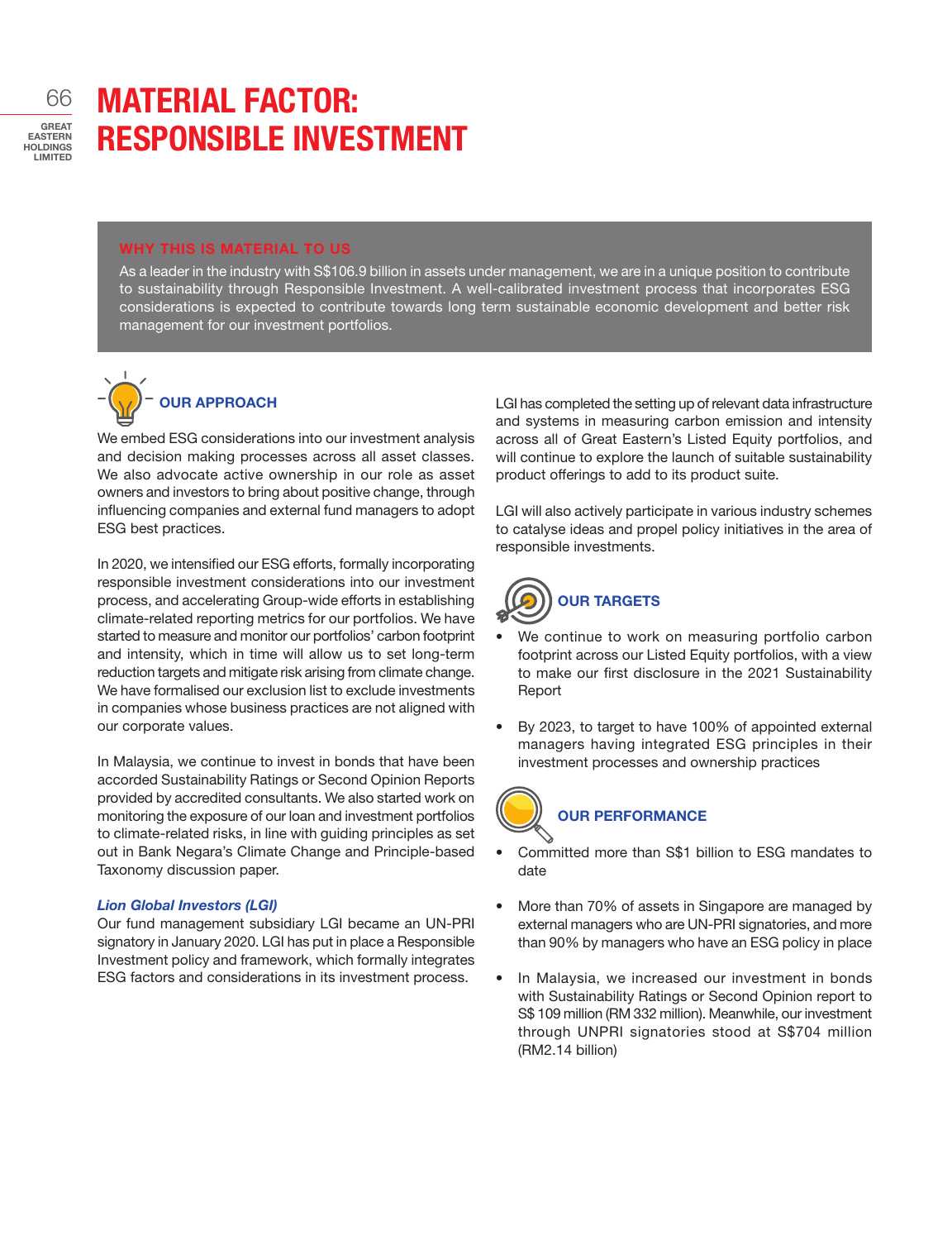# MATERIAL FACTOR: RESPONSIBLE INVESTMENT

## WHY THIS IS MATERIAL TO US

As a leader in the industry with S$106.9 billion in assets under management, we are in a unique position to contribute to sustainability through Responsible Investment. A well-calibrated investment process that incorporates ESG considerations is expected to contribute towards long term sustainable economic development and better risk management for our investment portfolios.

## OUR APPROACH

We embed ESG considerations into our investment analysis and decision making processes across all asset classes. We also advocate active ownership in our role as asset owners and investors to bring about positive change, through influencing companies and external fund managers to adopt ESG best practices.

In 2020, we intensified our ESG efforts, formally incorporating responsible investment considerations into our investment process, and accelerating Group-wide efforts in establishing climate-related reporting metrics for our portfolios. We have started to measure and monitor our portfolios' carbon footprint and intensity, which in time will allow us to set long-term reduction targets and mitigate risk arising from climate change. We have formalised our exclusion list to exclude investments in companies whose business practices are not aligned with our corporate values.

In Malaysia, we continue to invest in bonds that have been accorded Sustainability Ratings or Second Opinion Reports provided by accredited consultants. We also started work on monitoring the exposure of our loan and investment portfolios to climate-related risks, in line with guiding principles as set out in Bank Negara's Climate Change and Principle-based Taxonomy discussion paper.

*Lion Global Investors (LGI)*

Our fund management subsidiary LGI became an UN-PRI signatory in January 2020. LGI has put in place a Responsible Investment policy and framework, which formally integrates ESG factors and considerations in its investment process.

LGI has completed the setting up of relevant data infrastructure and systems in measuring carbon emission and intensity across all of Great Eastern's Listed Equity portfolios, and will continue to explore the launch of suitable sustainability product offerings to add to its product suite.

LGI will also actively participate in various industry schemes to catalyse ideas and propel policy initiatives in the area of responsible investments.

## OUR TARGETS

- We continue to work on measuring portfolio carbon footprint across our Listed Equity portfolios, with a view to make our first disclosure in the 2021 Sustainability Report
- By 2023, to target to have 100% of appointed external managers having integrated ESG principles in their investment processes and ownership practices

## OUR PERFORMANCE

- Committed more than S$1 billion to ESG mandates to date
- More than 70% of assets in Singapore are managed by external managers who are UN-PRI signatories, and more than 90% by managers who have an ESG policy in place
- In Malaysia, we increased our investment in bonds with Sustainability Ratings or Second Opinion report to S$ 109 million (RM 332 million). Meanwhile, our investment through UNPRI signatories stood at S$704 million (RM2.14 billion)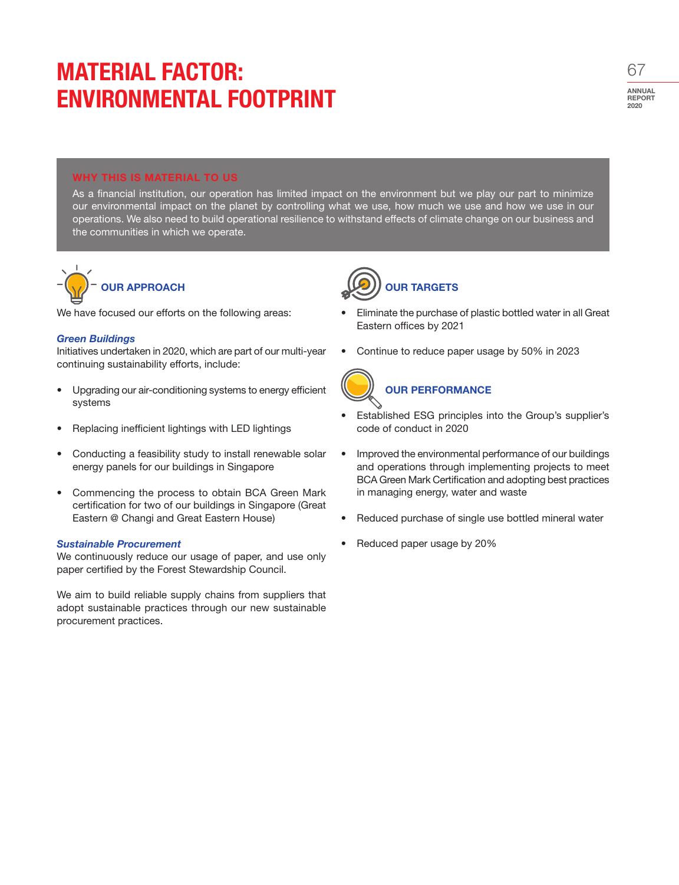# MATERIAL FACTOR: ENVIRONMENTAL FOOTPRINT

## WHY THIS IS MATERIAL TO US

As a financial institution, our operation has limited impact on the environment but we play our part to minimize our environmental impact on the planet by controlling what we use, how much we use and how we use in our operations. We also need to build operational resilience to withstand effects of climate change on our business and the communities in which we operate.

## OUR APPROACH

We have focused our efforts on the following areas:

### *Green Buildings*

Initiatives undertaken in 2020, which are part of our multi-year continuing sustainability efforts, include:

- Upgrading our air-conditioning systems to energy efficient systems
- Replacing inefficient lightings with LED lightings
- Conducting a feasibility study to install renewable solar energy panels for our buildings in Singapore
- Commencing the process to obtain BCA Green Mark certification for two of our buildings in Singapore (Great Eastern @ Changi and Great Eastern House)

### *Sustainable Procurement*

We continuously reduce our usage of paper, and use only paper certified by the Forest Stewardship Council.

We aim to build reliable supply chains from suppliers that adopt sustainable practices through our new sustainable procurement practices.

## OUR TARGETS

- Eliminate the purchase of plastic bottled water in all Great Eastern offices by 2021
- Continue to reduce paper usage by 50% in 2023

## OUR PERFORMANCE

- Established ESG principles into the Group's supplier's code of conduct in 2020
- Improved the environmental performance of our buildings and operations through implementing projects to meet BCA Green Mark Certification and adopting best practices in managing energy, water and waste
- Reduced purchase of single use bottled mineral water
- Reduced paper usage by 20%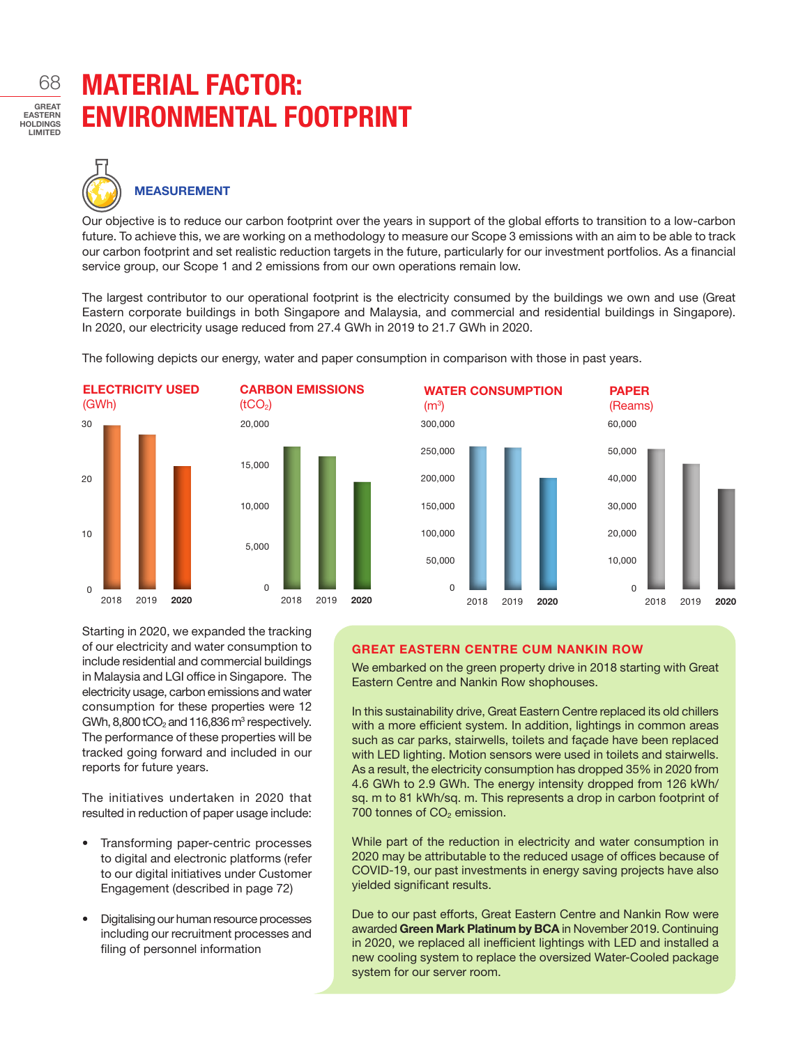# MATERIAL FACTOR: ENVIRONMENTAL FOOTPRINT

## MEASUREMENT

Our objective is to reduce our carbon footprint over the years in support of the global efforts to transition to a low-carbon future. To achieve this, we are working on a methodology to measure our Scope 3 emissions with an aim to be able to track our carbon footprint and set realistic reduction targets in the future, particularly for our investment portfolios. As a financial service group, our Scope 1 and 2 emissions from our own operations remain low.

The largest contributor to our operational footprint is the electricity consumed by the buildings we own and use (Great Eastern corporate buildings in both Singapore and Malaysia, and commercial and residential buildings in Singapore). In 2020, our electricity usage reduced from 27.4 GWh in 2019 to 21.7 GWh in 2020.

The following depicts our energy, water and paper consumption in comparison with those in past years.

**ELECTRICITY USED** (GWh) — 2018, 2019, **2020**

**CARBON EMISSIONS** ($tCO_2$) — 2018, 2019, **2020**

**WATER CONSUMPTION** ($m^3$) — 2018, 2019, **2020**

**PAPER** (Reams) — 2018, 2019, **2020**

Starting in 2020, we expanded the tracking of our electricity and water consumption to include residential and commercial buildings in Malaysia and LGI office in Singapore. The electricity usage, carbon emissions and water consumption for these properties were 12 GWh, 8,800 $tCO_2$ and 116,836 $m^3$ respectively. The performance of these properties will be tracked going forward and included in our reports for future years.

The initiatives undertaken in 2020 that resulted in reduction of paper usage include:

- Transforming paper-centric processes to digital and electronic platforms (refer to our digital initiatives under Customer Engagement (described in page 72)
- Digitalising our human resource processes including our recruitment processes and filing of personnel information

### GREAT EASTERN CENTRE CUM NANKIN ROW

We embarked on the green property drive in 2018 starting with Great Eastern Centre and Nankin Row shophouses.

In this sustainability drive, Great Eastern Centre replaced its old chillers with a more efficient system. In addition, lightings in common areas such as car parks, stairwells, toilets and façade have been replaced with LED lighting. Motion sensors were used in toilets and stairwells. As a result, the electricity consumption has dropped 35% in 2020 from 4.6 GWh to 2.9 GWh. The energy intensity dropped from 126 kWh/sq. m to 81 kWh/sq. m. This represents a drop in carbon footprint of 700 tonnes of $CO_2$ emission.

While part of the reduction in electricity and water consumption in 2020 may be attributable to the reduced usage of offices because of COVID-19, our past investments in energy saving projects have also yielded significant results.

Due to our past efforts, Great Eastern Centre and Nankin Row were awarded **Green Mark Platinum by BCA** in November 2019. Continuing in 2020, we replaced all inefficient lightings with LED and installed a new cooling system to replace the oversized Water-Cooled package system for our server room.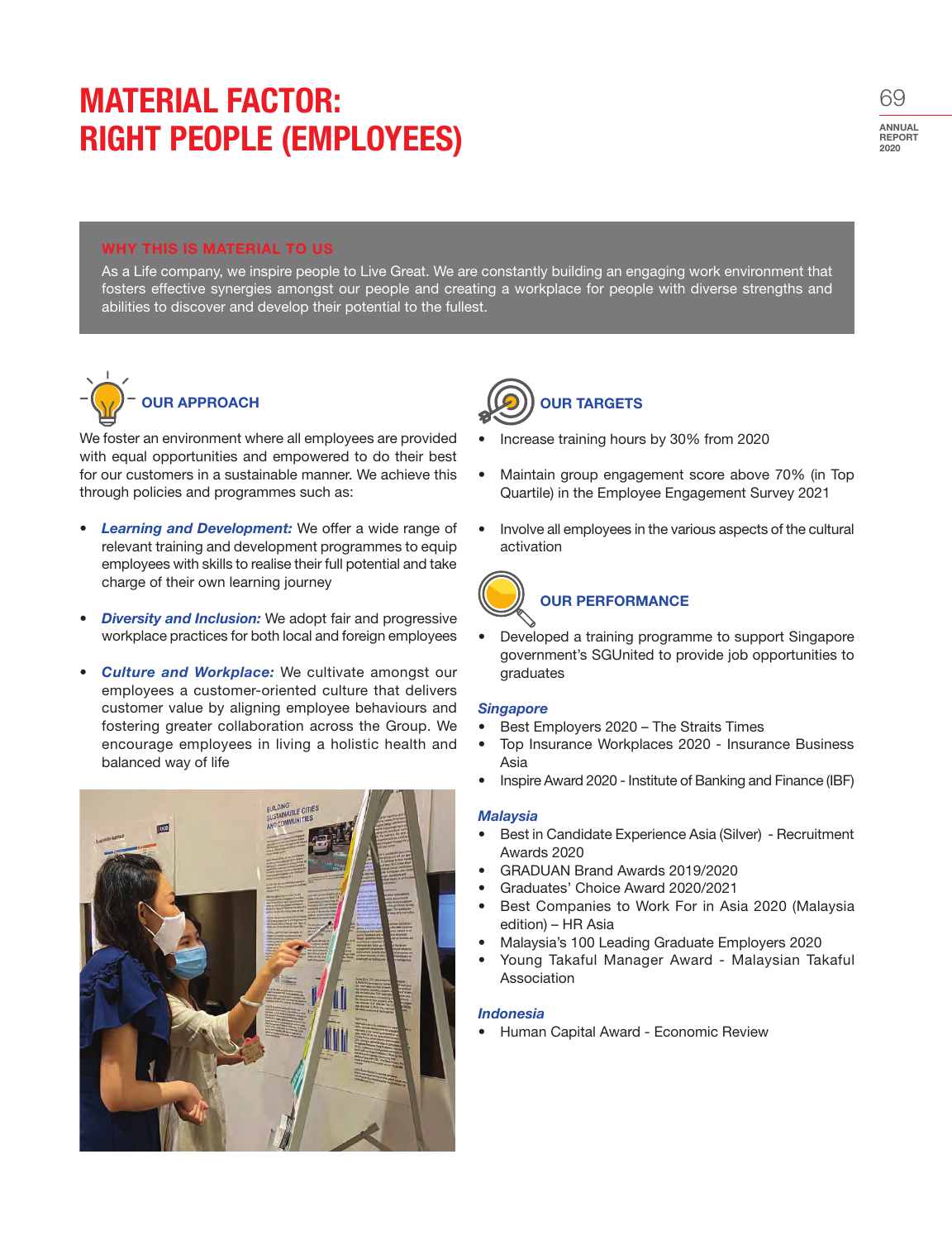# MATERIAL FACTOR: RIGHT PEOPLE (EMPLOYEES)

## WHY THIS IS MATERIAL TO US

As a Life company, we inspire people to Live Great. We are constantly building an engaging work environment that fosters effective synergies amongst our people and creating a workplace for people with diverse strengths and abilities to discover and develop their potential to the fullest.

## OUR APPROACH

We foster an environment where all employees are provided with equal opportunities and empowered to do their best for our customers in a sustainable manner. We achieve this through policies and programmes such as:

- ***Learning and Development:*** We offer a wide range of relevant training and development programmes to equip employees with skills to realise their full potential and take charge of their own learning journey
- ***Diversity and Inclusion:*** We adopt fair and progressive workplace practices for both local and foreign employees
- ***Culture and Workplace:*** We cultivate amongst our employees a customer-oriented culture that delivers customer value by aligning employee behaviours and fostering greater collaboration across the Group. We encourage employees in living a holistic health and balanced way of life

## OUR TARGETS

- Increase training hours by 30% from 2020
- Maintain group engagement score above 70% (in Top Quartile) in the Employee Engagement Survey 2021
- Involve all employees in the various aspects of the cultural activation

## OUR PERFORMANCE

- Developed a training programme to support Singapore government's SGUnited to provide job opportunities to graduates

***Singapore***

- Best Employers 2020 – The Straits Times
- Top Insurance Workplaces 2020 - Insurance Business Asia
- Inspire Award 2020 - Institute of Banking and Finance (IBF)

***Malaysia***

- Best in Candidate Experience Asia (Silver) - Recruitment Awards 2020
- GRADUAN Brand Awards 2019/2020
- Graduates' Choice Award 2020/2021
- Best Companies to Work For in Asia 2020 (Malaysia edition) – HR Asia
- Malaysia's 100 Leading Graduate Employers 2020
- Young Takaful Manager Award - Malaysian Takaful Association

***Indonesia***

- Human Capital Award - Economic Review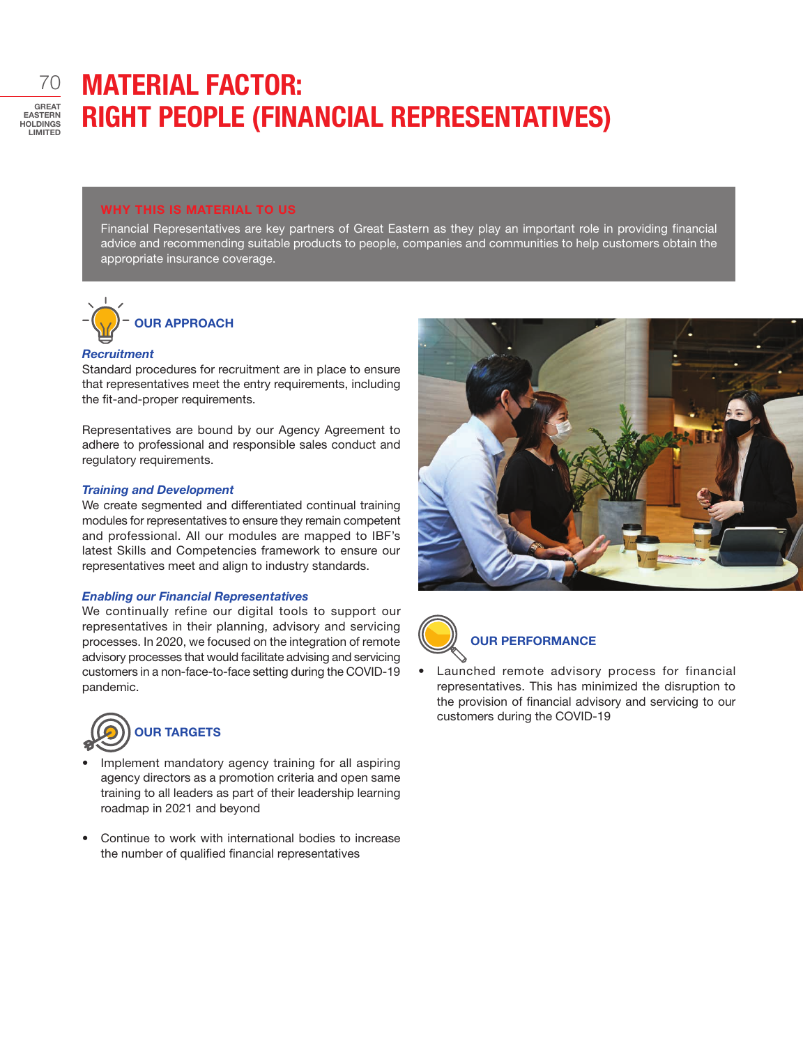# MATERIAL FACTOR: RIGHT PEOPLE (FINANCIAL REPRESENTATIVES)

## WHY THIS IS MATERIAL TO US

Financial Representatives are key partners of Great Eastern as they play an important role in providing financial advice and recommending suitable products to people, companies and communities to help customers obtain the appropriate insurance coverage.

## OUR APPROACH

### *Recruitment*

Standard procedures for recruitment are in place to ensure that representatives meet the entry requirements, including the fit-and-proper requirements.

Representatives are bound by our Agency Agreement to adhere to professional and responsible sales conduct and regulatory requirements.

### *Training and Development*

We create segmented and differentiated continual training modules for representatives to ensure they remain competent and professional. All our modules are mapped to IBF's latest Skills and Competencies framework to ensure our representatives meet and align to industry standards.

### *Enabling our Financial Representatives*

We continually refine our digital tools to support our representatives in their planning, advisory and servicing processes. In 2020, we focused on the integration of remote advisory processes that would facilitate advising and servicing customers in a non-face-to-face setting during the COVID-19 pandemic.

## OUR TARGETS

- Implement mandatory agency training for all aspiring agency directors as a promotion criteria and open same training to all leaders as part of their leadership learning roadmap in 2021 and beyond
- Continue to work with international bodies to increase the number of qualified financial representatives

## OUR PERFORMANCE

- Launched remote advisory process for financial representatives. This has minimized the disruption to the provision of financial advisory and servicing to our customers during the COVID-19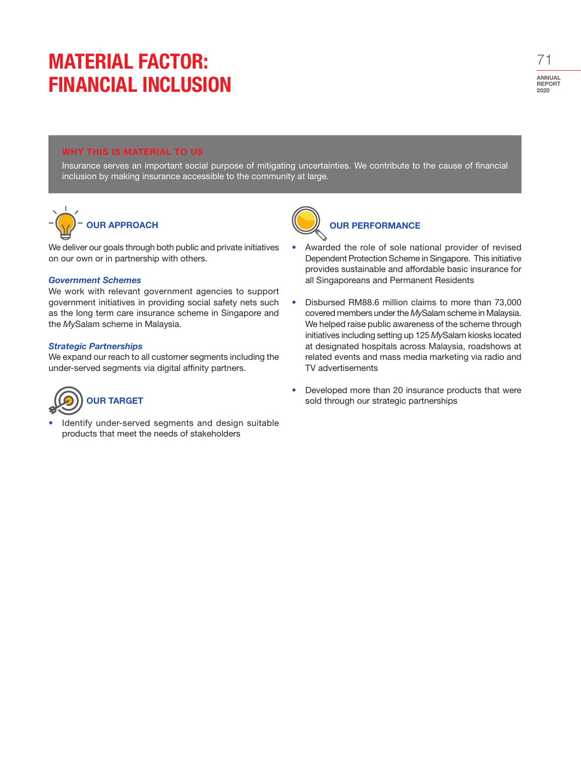# MATERIAL FACTOR: FINANCIAL INCLUSION

**WHY THIS IS MATERIAL TO US**

Insurance serves an important social purpose of mitigating uncertainties. We contribute to the cause of financial inclusion by making insurance accessible to the community at large.

## OUR APPROACH

We deliver our goals through both public and private initiatives on our own or in partnership with others.

***Government Schemes***

We work with relevant government agencies to support government initiatives in providing social safety nets such as the long term care insurance scheme in Singapore and the *My*Salam scheme in Malaysia.

***Strategic Partnerships***

We expand our reach to all customer segments including the under-served segments via digital affinity partners.

## OUR TARGET

- Identify under-served segments and design suitable products that meet the needs of stakeholders

## OUR PERFORMANCE

- Awarded the role of sole national provider of revised Dependent Protection Scheme in Singapore. This initiative provides sustainable and affordable basic insurance for all Singaporeans and Permanent Residents
- Disbursed RM88.6 million claims to more than 73,000 covered members under the *My*Salam scheme in Malaysia. We helped raise public awareness of the scheme through initiatives including setting up 125 *My*Salam kiosks located at designated hospitals across Malaysia, roadshows at related events and mass media marketing via radio and TV advertisements
- Developed more than 20 insurance products that were sold through our strategic partnerships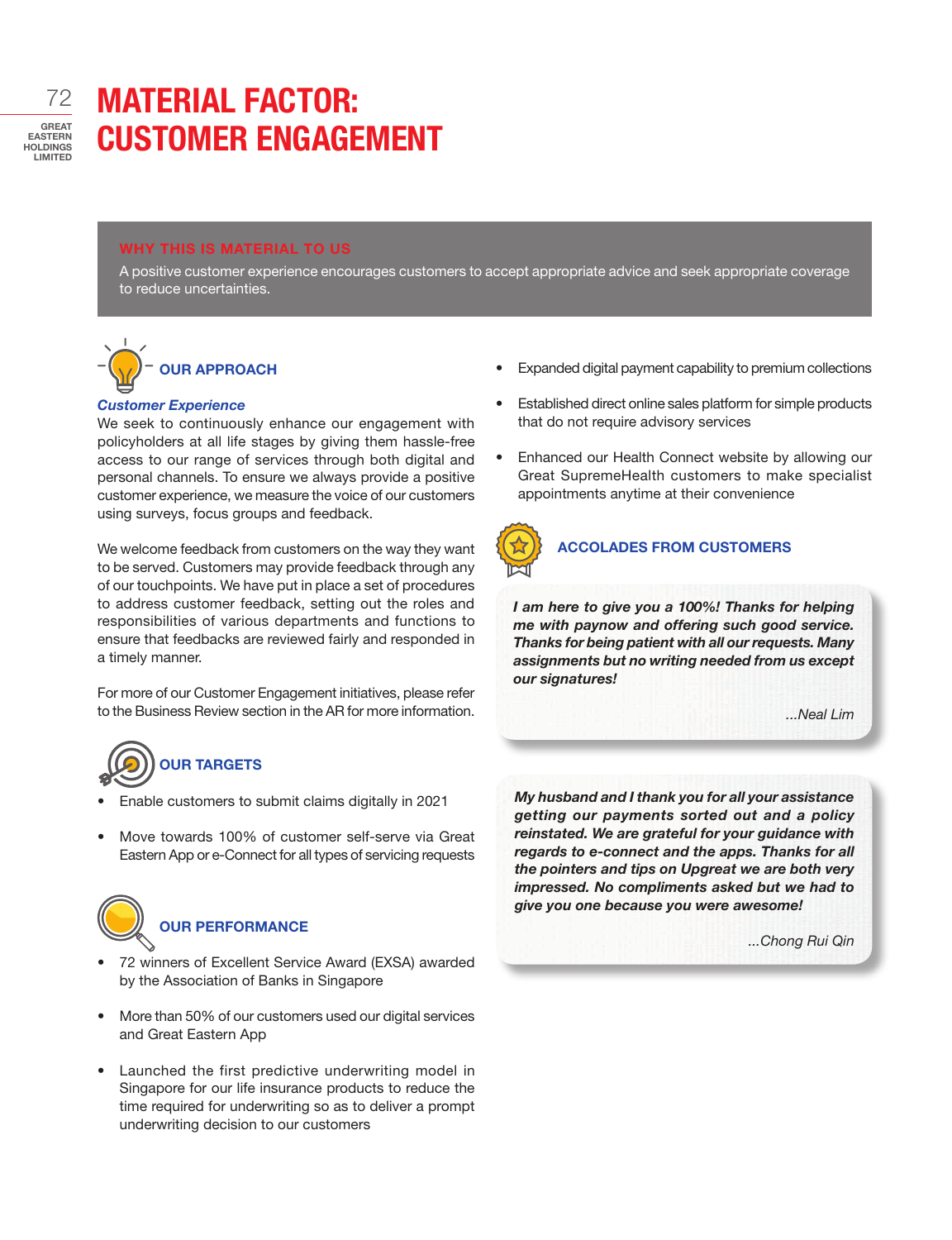# MATERIAL FACTOR: CUSTOMER ENGAGEMENT

## WHY THIS IS MATERIAL TO US

A positive customer experience encourages customers to accept appropriate advice and seek appropriate coverage to reduce uncertainties.

## OUR APPROACH

### *Customer Experience*

We seek to continuously enhance our engagement with policyholders at all life stages by giving them hassle-free access to our range of services through both digital and personal channels. To ensure we always provide a positive customer experience, we measure the voice of our customers using surveys, focus groups and feedback.

We welcome feedback from customers on the way they want to be served. Customers may provide feedback through any of our touchpoints. We have put in place a set of procedures to address customer feedback, setting out the roles and responsibilities of various departments and functions to ensure that feedbacks are reviewed fairly and responded in a timely manner.

For more of our Customer Engagement initiatives, please refer to the Business Review section in the AR for more information.

## OUR TARGETS

- Enable customers to submit claims digitally in 2021
- Move towards 100% of customer self-serve via Great Eastern App or e-Connect for all types of servicing requests

## OUR PERFORMANCE

- 72 winners of Excellent Service Award (EXSA) awarded by the Association of Banks in Singapore
- More than 50% of our customers used our digital services and Great Eastern App
- Launched the first predictive underwriting model in Singapore for our life insurance products to reduce the time required for underwriting so as to deliver a prompt underwriting decision to our customers
- Expanded digital payment capability to premium collections
- Established direct online sales platform for simple products that do not require advisory services
- Enhanced our Health Connect website by allowing our Great SupremeHealth customers to make specialist appointments anytime at their convenience

## ACCOLADES FROM CUSTOMERS

***I am here to give you a 100%! Thanks for helping me with paynow and offering such good service. Thanks for being patient with all our requests. Many assignments but no writing needed from us except our signatures!***

*...Neal Lim*

***My husband and I thank you for all your assistance getting our payments sorted out and a policy reinstated. We are grateful for your guidance with regards to e-connect and the apps. Thanks for all the pointers and tips on Upgreat we are both very impressed. No compliments asked but we had to give you one because you were awesome!***

*...Chong Rui Qin*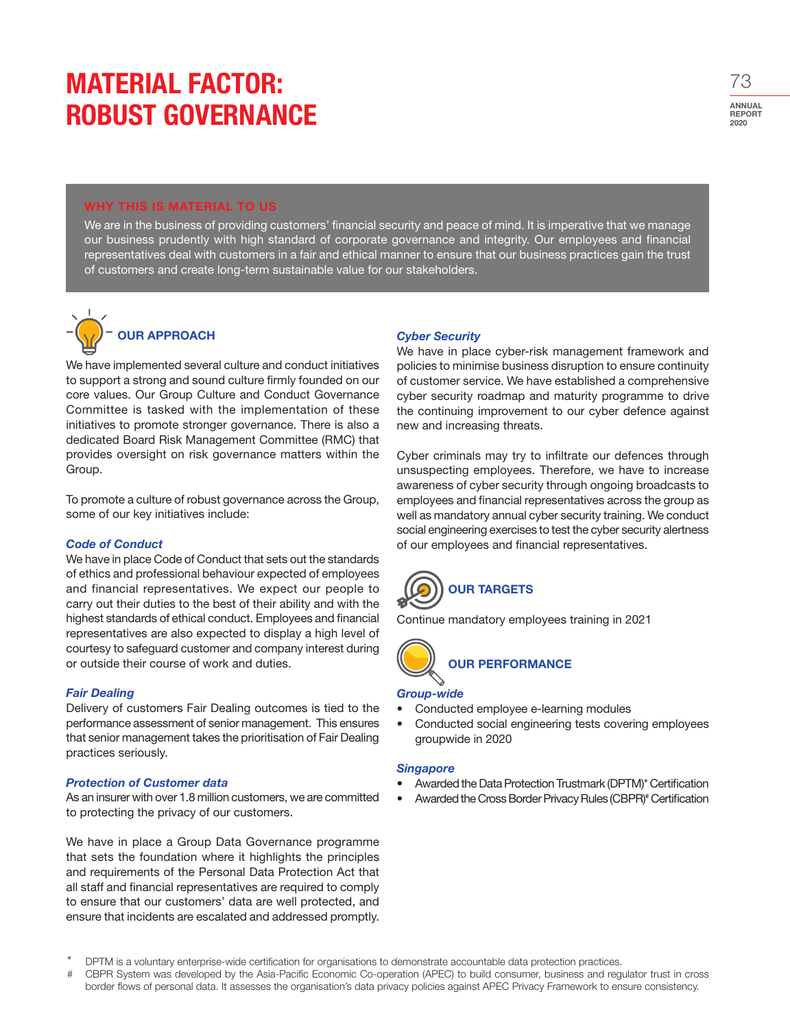# MATERIAL FACTOR: ROBUST GOVERNANCE

## WHY THIS IS MATERIAL TO US

We are in the business of providing customers' financial security and peace of mind. It is imperative that we manage our business prudently with high standard of corporate governance and integrity. Our employees and financial representatives deal with customers in a fair and ethical manner to ensure that our business practices gain the trust of customers and create long-term sustainable value for our stakeholders.

## OUR APPROACH

We have implemented several culture and conduct initiatives to support a strong and sound culture firmly founded on our core values. Our Group Culture and Conduct Governance Committee is tasked with the implementation of these initiatives to promote stronger governance. There is also a dedicated Board Risk Management Committee (RMC) that provides oversight on risk governance matters within the Group.

To promote a culture of robust governance across the Group, some of our key initiatives include:

### *Code of Conduct*

We have in place Code of Conduct that sets out the standards of ethics and professional behaviour expected of employees and financial representatives. We expect our people to carry out their duties to the best of their ability and with the highest standards of ethical conduct. Employees and financial representatives are also expected to display a high level of courtesy to safeguard customer and company interest during or outside their course of work and duties.

### *Fair Dealing*

Delivery of customers Fair Dealing outcomes is tied to the performance assessment of senior management. This ensures that senior management takes the prioritisation of Fair Dealing practices seriously.

### *Protection of Customer data*

As an insurer with over 1.8 million customers, we are committed to protecting the privacy of our customers.

We have in place a Group Data Governance programme that sets the foundation where it highlights the principles and requirements of the Personal Data Protection Act that all staff and financial representatives are required to comply to ensure that our customers' data are well protected, and ensure that incidents are escalated and addressed promptly.

### *Cyber Security*

We have in place cyber-risk management framework and policies to minimise business disruption to ensure continuity of customer service. We have established a comprehensive cyber security roadmap and maturity programme to drive the continuing improvement to our cyber defence against new and increasing threats.

Cyber criminals may try to infiltrate our defences through unsuspecting employees. Therefore, we have to increase awareness of cyber security through ongoing broadcasts to employees and financial representatives across the group as well as mandatory annual cyber security training. We conduct social engineering exercises to test the cyber security alertness of our employees and financial representatives.

## OUR TARGETS

Continue mandatory employees training in 2021

## OUR PERFORMANCE

### *Group-wide*

- Conducted employee e-learning modules
- Conducted social engineering tests covering employees groupwide in 2020

### *Singapore*

- Awarded the Data Protection Trustmark (DPTM)* Certification
- Awarded the Cross Border Privacy Rules (CBPR)# Certification

\* DPTM is a voluntary enterprise-wide certification for organisations to demonstrate accountable data protection practices.

\# CBPR System was developed by the Asia-Pacific Economic Co-operation (APEC) to build consumer, business and regulator trust in cross border flows of personal data. It assesses the organisation's data privacy policies against APEC Privacy Framework to ensure consistency.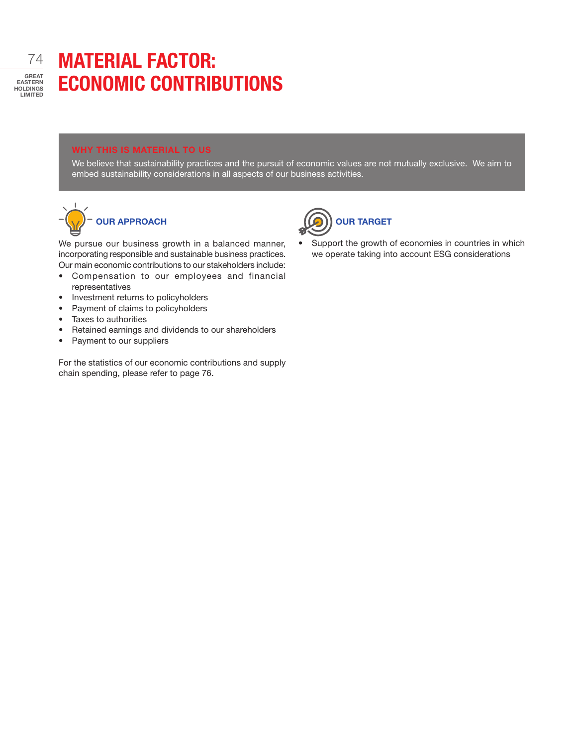# MATERIAL FACTOR: ECONOMIC CONTRIBUTIONS

**WHY THIS IS MATERIAL TO US**

We believe that sustainability practices and the pursuit of economic values are not mutually exclusive. We aim to embed sustainability considerations in all aspects of our business activities.

### OUR APPROACH

We pursue our business growth in a balanced manner, incorporating responsible and sustainable business practices. Our main economic contributions to our stakeholders include:

- Compensation to our employees and financial representatives
- Investment returns to policyholders
- Payment of claims to policyholders
- Taxes to authorities
- Retained earnings and dividends to our shareholders
- Payment to our suppliers

For the statistics of our economic contributions and supply chain spending, please refer to page 76.

### OUR TARGET

- Support the growth of economies in countries in which we operate taking into account ESG considerations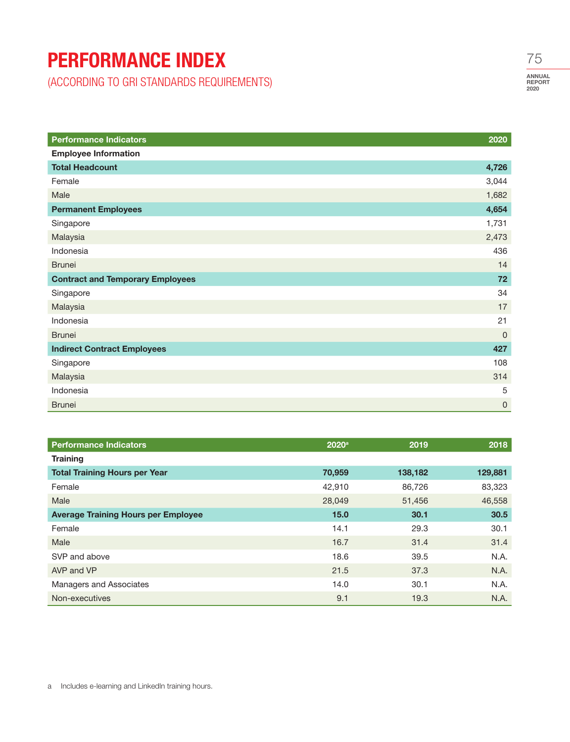# PERFORMANCE INDEX

## (ACCORDING TO GRI STANDARDS REQUIREMENTS)

| Performance Indicators | 2020 |
|---|---|
| **Employee Information** | |
| **Total Headcount** | **4,726** |
| Female | 3,044 |
| Male | 1,682 |
| **Permanent Employees** | **4,654** |
| Singapore | 1,731 |
| Malaysia | 2,473 |
| Indonesia | 436 |
| Brunei | 14 |
| **Contract and Temporary Employees** | **72** |
| Singapore | 34 |
| Malaysia | 17 |
| Indonesia | 21 |
| Brunei | 0 |
| **Indirect Contract Employees** | **427** |
| Singapore | 108 |
| Malaysia | 314 |
| Indonesia | 5 |
| Brunei | 0 |

| Performance Indicators | 2020[a] | 2019 | 2018 |
|---|---|---|---|
| **Training** | | | |
| **Total Training Hours per Year** | **70,959** | **138,182** | **129,881** |
| Female | 42,910 | 86,726 | 83,323 |
| Male | 28,049 | 51,456 | 46,558 |
| **Average Training Hours per Employee** | **15.0** | **30.1** | **30.5** |
| Female | 14.1 | 29.3 | 30.1 |
| Male | 16.7 | 31.4 | 31.4 |
| SVP and above | 18.6 | 39.5 | N.A. |
| AVP and VP | 21.5 | 37.3 | N.A. |
| Managers and Associates | 14.0 | 30.1 | N.A. |
| Non-executives | 9.1 | 19.3 | N.A. |

a Includes e-learning and LinkedIn training hours.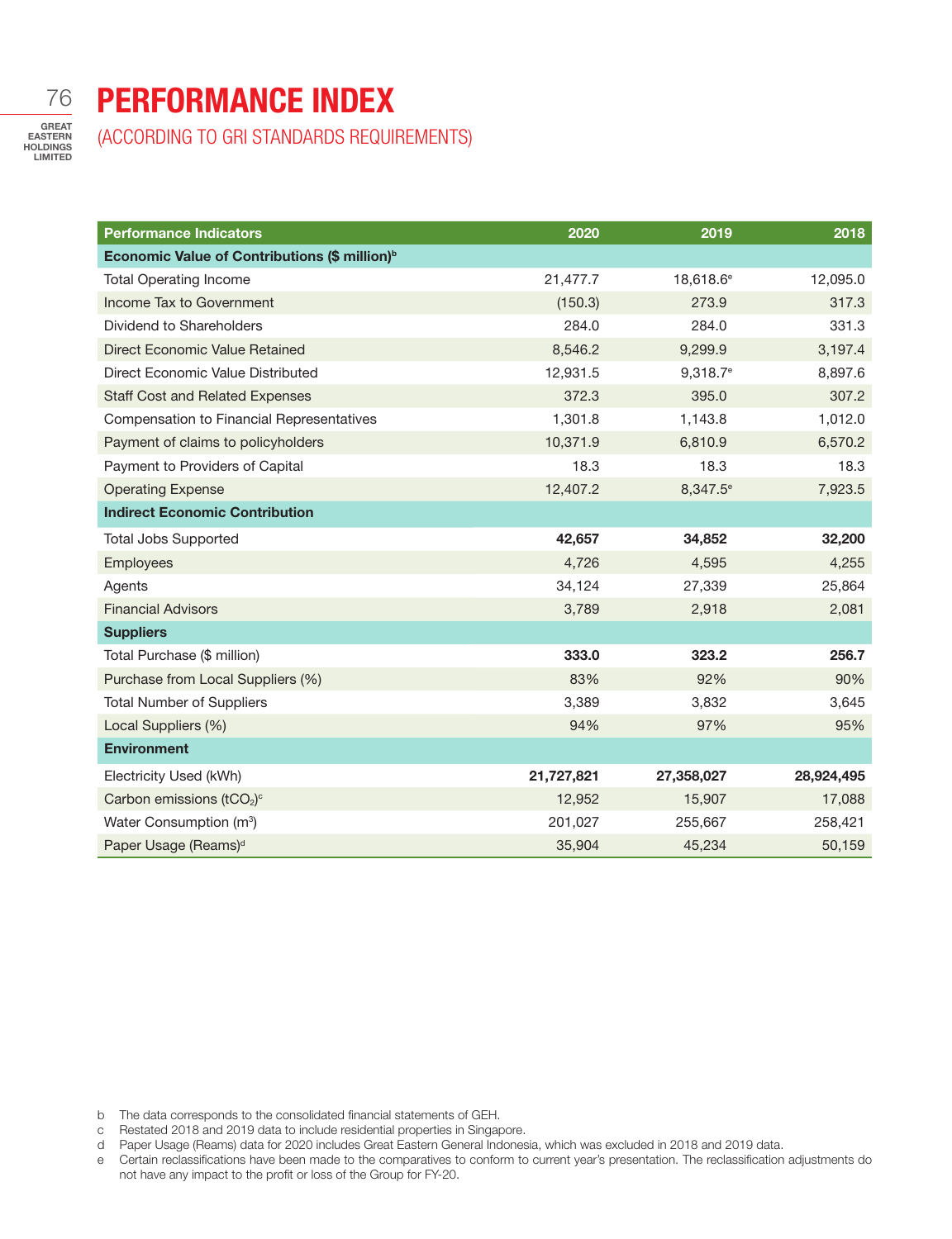# PERFORMANCE INDEX

(ACCORDING TO GRI STANDARDS REQUIREMENTS)

| Performance Indicators | 2020 | 2019 | 2018 |
|---|---|---|---|
| **Economic Value of Contributions ($ million)[b]** | | | |
| Total Operating Income | 21,477.7 | 18,618.6[e] | 12,095.0 |
| Income Tax to Government | (150.3) | 273.9 | 317.3 |
| Dividend to Shareholders | 284.0 | 284.0 | 331.3 |
| Direct Economic Value Retained | 8,546.2 | 9,299.9 | 3,197.4 |
| Direct Economic Value Distributed | 12,931.5 | 9,318.7[e] | 8,897.6 |
| Staff Cost and Related Expenses | 372.3 | 395.0 | 307.2 |
| Compensation to Financial Representatives | 1,301.8 | 1,143.8 | 1,012.0 |
| Payment of claims to policyholders | 10,371.9 | 6,810.9 | 6,570.2 |
| Payment to Providers of Capital | 18.3 | 18.3 | 18.3 |
| Operating Expense | 12,407.2 | 8,347.5[e] | 7,923.5 |
| **Indirect Economic Contribution** | | | |
| Total Jobs Supported | **42,657** | **34,852** | **32,200** |
| Employees | 4,726 | 4,595 | 4,255 |
| Agents | 34,124 | 27,339 | 25,864 |
| Financial Advisors | 3,789 | 2,918 | 2,081 |
| **Suppliers** | | | |
| Total Purchase ($ million) | **333.0** | **323.2** | **256.7** |
| Purchase from Local Suppliers (%) | 83% | 92% | 90% |
| Total Number of Suppliers | 3,389 | 3,832 | 3,645 |
| Local Suppliers (%) | 94% | 97% | 95% |
| **Environment** | | | |
| Electricity Used (kWh) | **21,727,821** | **27,358,027** | **28,924,495** |
| Carbon emissions ($tCO_2$)[c] | 12,952 | 15,907 | 17,088 |
| Water Consumption ($m^3$) | 201,027 | 255,667 | 258,421 |
| Paper Usage (Reams)[d] | 35,904 | 45,234 | 50,159 |

b The data corresponds to the consolidated financial statements of GEH.

c Restated 2018 and 2019 data to include residential properties in Singapore.

d Paper Usage (Reams) data for 2020 includes Great Eastern General Indonesia, which was excluded in 2018 and 2019 data.

e Certain reclassifications have been made to the comparatives to conform to current year's presentation. The reclassification adjustments do not have any impact to the profit or loss of the Group for FY-20.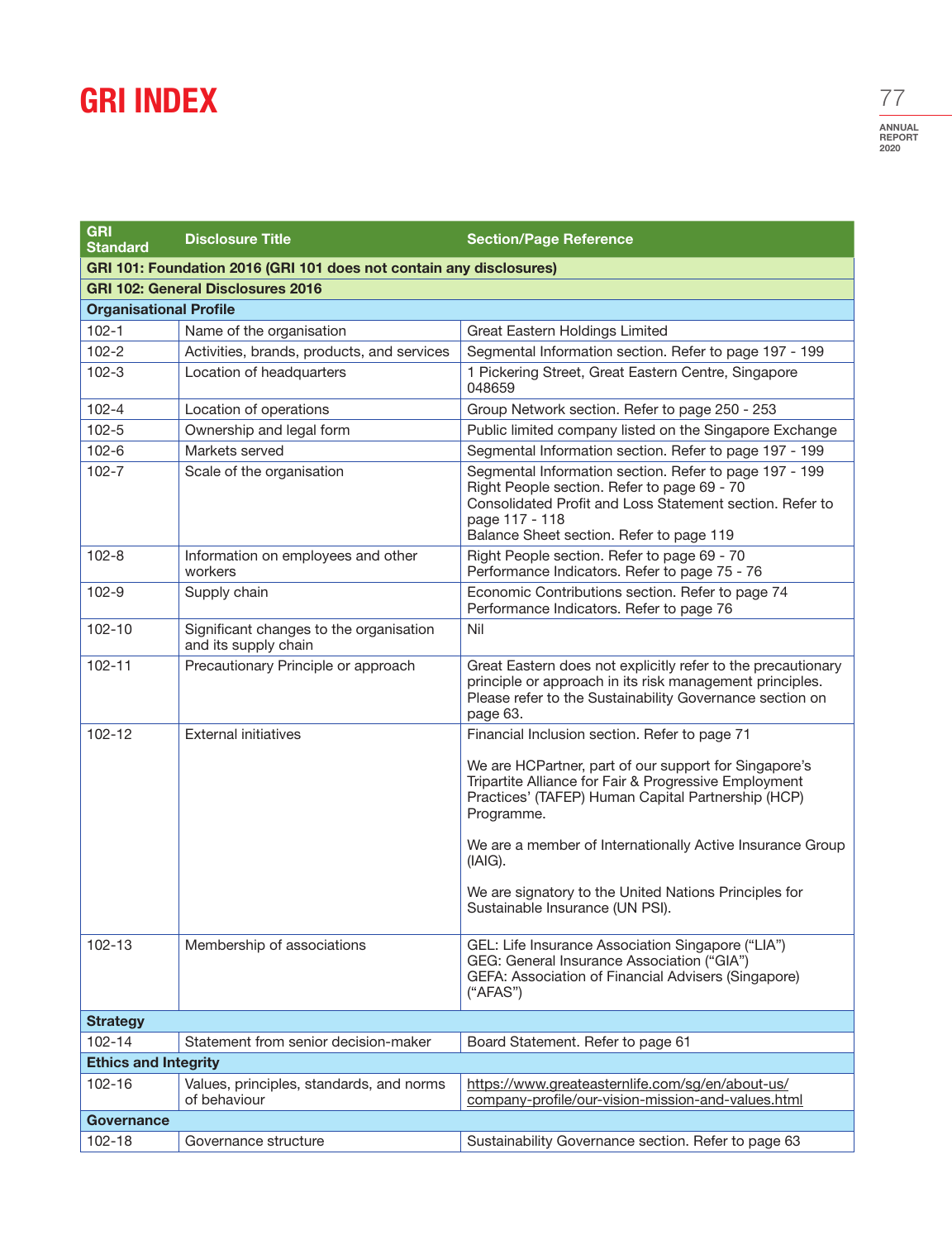# GRI INDEX

| GRI Standard | Disclosure Title | Section/Page Reference |
|---|---|---|
| **GRI 101: Foundation 2016 (GRI 101 does not contain any disclosures)** | | |
| **GRI 102: General Disclosures 2016** | | |
| **Organisational Profile** | | |
| 102-1 | Name of the organisation | Great Eastern Holdings Limited |
| 102-2 | Activities, brands, products, and services | Segmental Information section. Refer to page 197 - 199 |
| 102-3 | Location of headquarters | 1 Pickering Street, Great Eastern Centre, Singapore 048659 |
| 102-4 | Location of operations | Group Network section. Refer to page 250 - 253 |
| 102-5 | Ownership and legal form | Public limited company listed on the Singapore Exchange |
| 102-6 | Markets served | Segmental Information section. Refer to page 197 - 199 |
| 102-7 | Scale of the organisation | Segmental Information section. Refer to page 197 - 199<br>Right People section. Refer to page 69 - 70<br>Consolidated Profit and Loss Statement section. Refer to page 117 - 118<br>Balance Sheet section. Refer to page 119 |
| 102-8 | Information on employees and other workers | Right People section. Refer to page 69 - 70<br>Performance Indicators. Refer to page 75 - 76 |
| 102-9 | Supply chain | Economic Contributions section. Refer to page 74<br>Performance Indicators. Refer to page 76 |
| 102-10 | Significant changes to the organisation and its supply chain | Nil |
| 102-11 | Precautionary Principle or approach | Great Eastern does not explicitly refer to the precautionary principle or approach in its risk management principles. Please refer to the Sustainability Governance section on page 63. |
| 102-12 | External initiatives | Financial Inclusion section. Refer to page 71<br><br>We are HCPartner, part of our support for Singapore's Tripartite Alliance for Fair & Progressive Employment Practices' (TAFEP) Human Capital Partnership (HCP) Programme.<br><br>We are a member of Internationally Active Insurance Group (IAIG).<br><br>We are signatory to the United Nations Principles for Sustainable Insurance (UN PSI). |
| 102-13 | Membership of associations | GEL: Life Insurance Association Singapore ("LIA")<br>GEG: General Insurance Association ("GIA")<br>GEFA: Association of Financial Advisers (Singapore) ("AFAS") |
| **Strategy** | | |
| 102-14 | Statement from senior decision-maker | Board Statement. Refer to page 61 |
| **Ethics and Integrity** | | |
| 102-16 | Values, principles, standards, and norms of behaviour | https://www.greateasternlife.com/sg/en/about-us/company-profile/our-vision-mission-and-values.html |
| **Governance** | | |
| 102-18 | Governance structure | Sustainability Governance section. Refer to page 63 |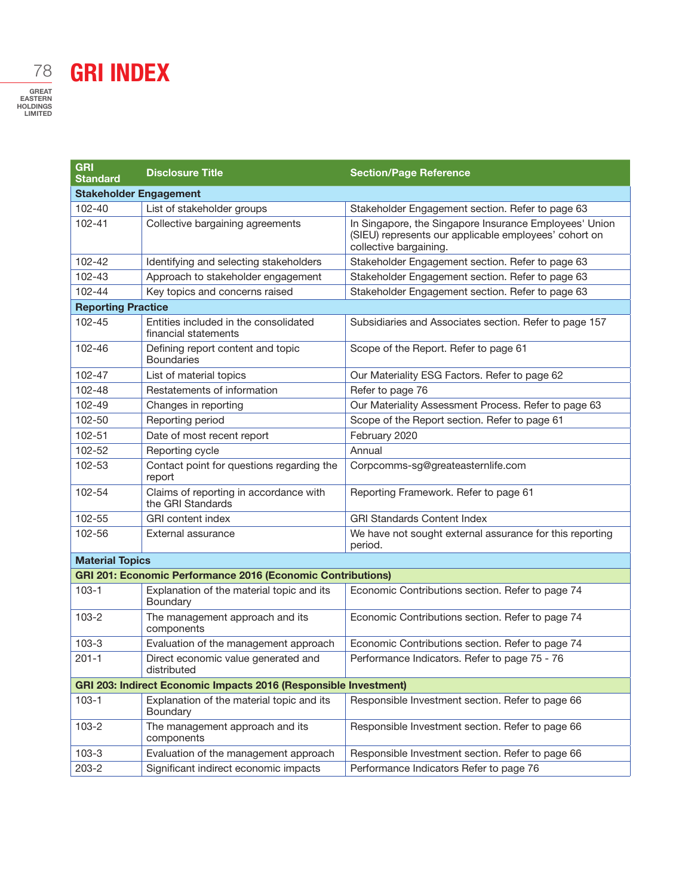# GRI INDEX

| GRI Standard | Disclosure Title | Section/Page Reference |
|---|---|---|
| **Stakeholder Engagement** | | |
| 102-40 | List of stakeholder groups | Stakeholder Engagement section. Refer to page 63 |
| 102-41 | Collective bargaining agreements | In Singapore, the Singapore Insurance Employees' Union (SIEU) represents our applicable employees' cohort on collective bargaining. |
| 102-42 | Identifying and selecting stakeholders | Stakeholder Engagement section. Refer to page 63 |
| 102-43 | Approach to stakeholder engagement | Stakeholder Engagement section. Refer to page 63 |
| 102-44 | Key topics and concerns raised | Stakeholder Engagement section. Refer to page 63 |
| **Reporting Practice** | | |
| 102-45 | Entities included in the consolidated financial statements | Subsidiaries and Associates section. Refer to page 157 |
| 102-46 | Defining report content and topic Boundaries | Scope of the Report. Refer to page 61 |
| 102-47 | List of material topics | Our Materiality ESG Factors. Refer to page 62 |
| 102-48 | Restatements of information | Refer to page 76 |
| 102-49 | Changes in reporting | Our Materiality Assessment Process. Refer to page 63 |
| 102-50 | Reporting period | Scope of the Report section. Refer to page 61 |
| 102-51 | Date of most recent report | February 2020 |
| 102-52 | Reporting cycle | Annual |
| 102-53 | Contact point for questions regarding the report | Corpcomms-sg@greateasternlife.com |
| 102-54 | Claims of reporting in accordance with the GRI Standards | Reporting Framework. Refer to page 61 |
| 102-55 | GRI content index | GRI Standards Content Index |
| 102-56 | External assurance | We have not sought external assurance for this reporting period. |
| **Material Topics** | | |
| **GRI 201: Economic Performance 2016 (Economic Contributions)** | | |
| 103-1 | Explanation of the material topic and its Boundary | Economic Contributions section. Refer to page 74 |
| 103-2 | The management approach and its components | Economic Contributions section. Refer to page 74 |
| 103-3 | Evaluation of the management approach | Economic Contributions section. Refer to page 74 |
| 201-1 | Direct economic value generated and distributed | Performance Indicators. Refer to page 75 - 76 |
| **GRI 203: Indirect Economic Impacts 2016 (Responsible Investment)** | | |
| 103-1 | Explanation of the material topic and its Boundary | Responsible Investment section. Refer to page 66 |
| 103-2 | The management approach and its components | Responsible Investment section. Refer to page 66 |
| 103-3 | Evaluation of the management approach | Responsible Investment section. Refer to page 66 |
| 203-2 | Significant indirect economic impacts | Performance Indicators Refer to page 76 |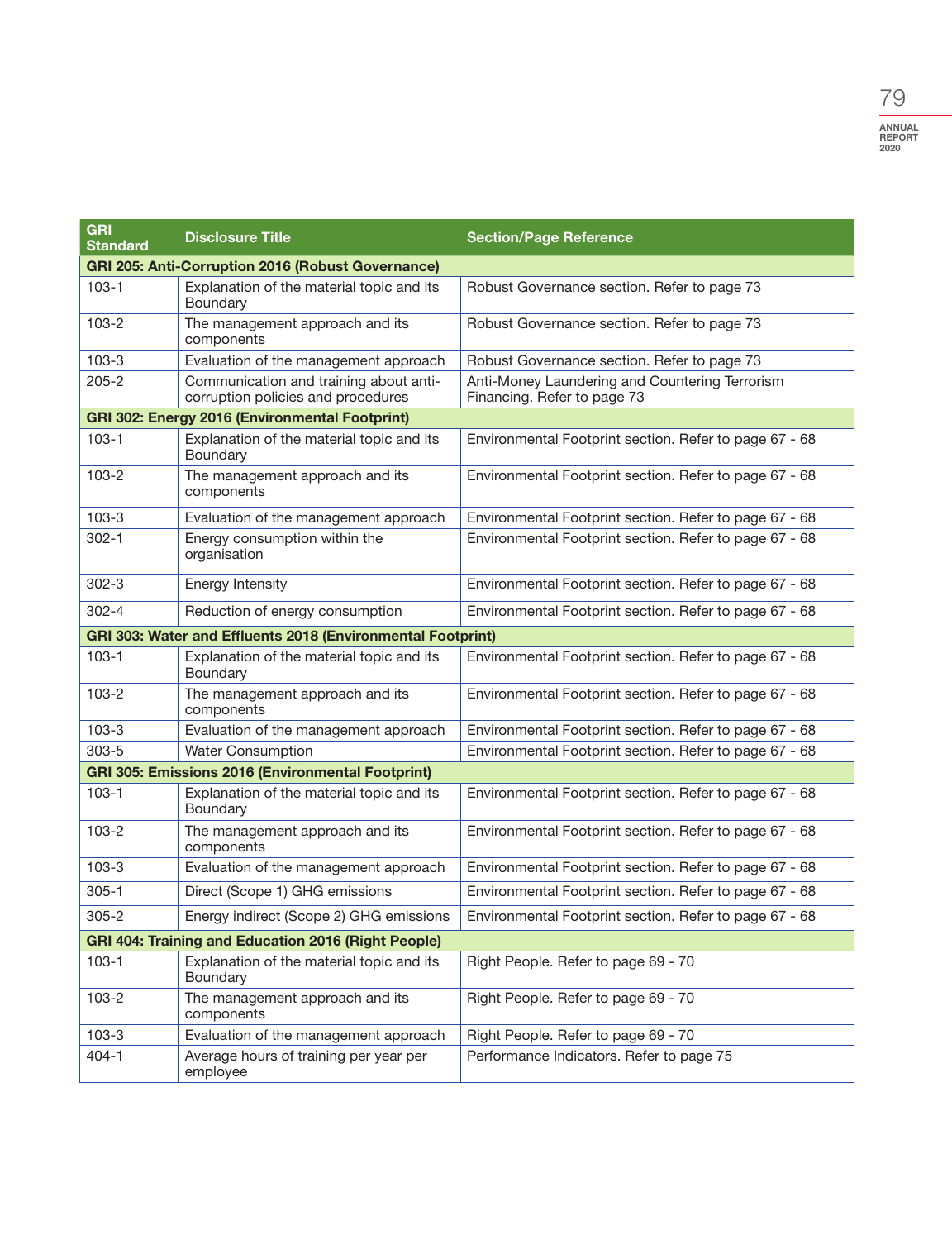| GRI Standard | Disclosure Title | Section/Page Reference |
|---|---|---|
| **GRI 205: Anti-Corruption 2016 (Robust Governance)** | | |
| 103-1 | Explanation of the material topic and its Boundary | Robust Governance section. Refer to page 73 |
| 103-2 | The management approach and its components | Robust Governance section. Refer to page 73 |
| 103-3 | Evaluation of the management approach | Robust Governance section. Refer to page 73 |
| 205-2 | Communication and training about anti-corruption policies and procedures | Anti-Money Laundering and Countering Terrorism Financing. Refer to page 73 |
| **GRI 302: Energy 2016 (Environmental Footprint)** | | |
| 103-1 | Explanation of the material topic and its Boundary | Environmental Footprint section. Refer to page 67 - 68 |
| 103-2 | The management approach and its components | Environmental Footprint section. Refer to page 67 - 68 |
| 103-3 | Evaluation of the management approach | Environmental Footprint section. Refer to page 67 - 68 |
| 302-1 | Energy consumption within the organisation | Environmental Footprint section. Refer to page 67 - 68 |
| 302-3 | Energy Intensity | Environmental Footprint section. Refer to page 67 - 68 |
| 302-4 | Reduction of energy consumption | Environmental Footprint section. Refer to page 67 - 68 |
| **GRI 303: Water and Effluents 2018 (Environmental Footprint)** | | |
| 103-1 | Explanation of the material topic and its Boundary | Environmental Footprint section. Refer to page 67 - 68 |
| 103-2 | The management approach and its components | Environmental Footprint section. Refer to page 67 - 68 |
| 103-3 | Evaluation of the management approach | Environmental Footprint section. Refer to page 67 - 68 |
| 303-5 | Water Consumption | Environmental Footprint section. Refer to page 67 - 68 |
| **GRI 305: Emissions 2016 (Environmental Footprint)** | | |
| 103-1 | Explanation of the material topic and its Boundary | Environmental Footprint section. Refer to page 67 - 68 |
| 103-2 | The management approach and its components | Environmental Footprint section. Refer to page 67 - 68 |
| 103-3 | Evaluation of the management approach | Environmental Footprint section. Refer to page 67 - 68 |
| 305-1 | Direct (Scope 1) GHG emissions | Environmental Footprint section. Refer to page 67 - 68 |
| 305-2 | Energy indirect (Scope 2) GHG emissions | Environmental Footprint section. Refer to page 67 - 68 |
| **GRI 404: Training and Education 2016 (Right People)** | | |
| 103-1 | Explanation of the material topic and its Boundary | Right People. Refer to page 69 - 70 |
| 103-2 | The management approach and its components | Right People. Refer to page 69 - 70 |
| 103-3 | Evaluation of the management approach | Right People. Refer to page 69 - 70 |
| 404-1 | Average hours of training per year per employee | Performance Indicators. Refer to page 75 |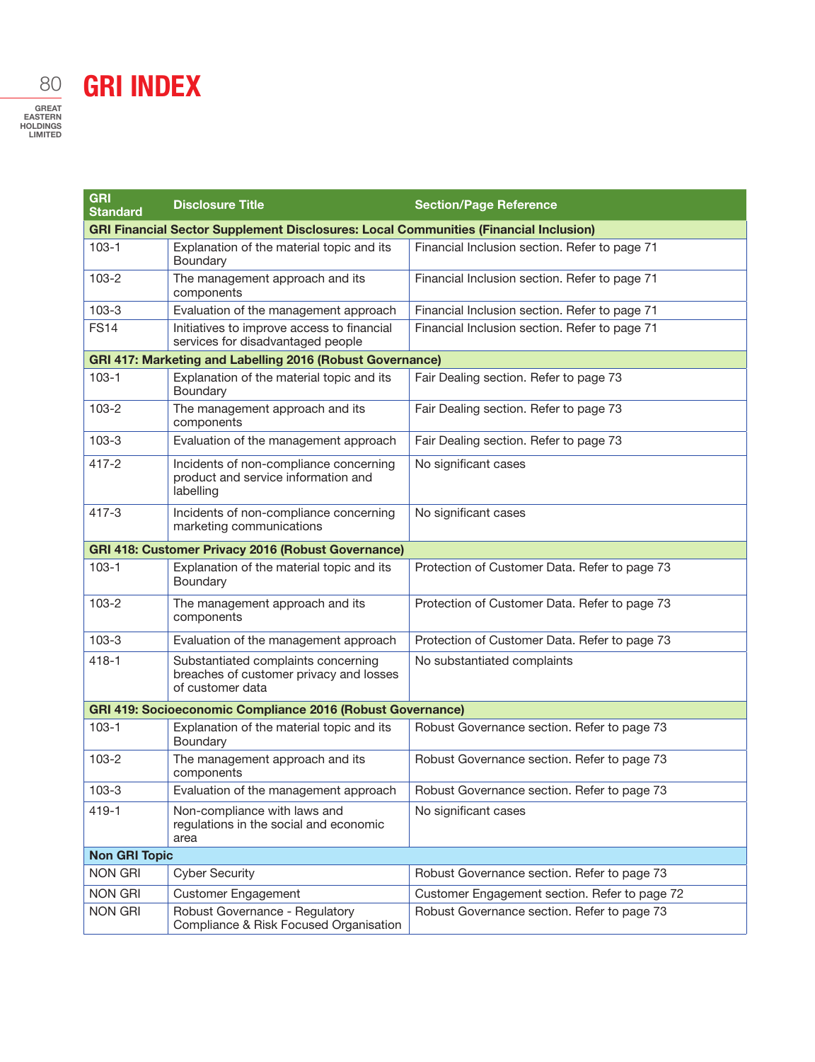# GRI INDEX

| GRI Standard | Disclosure Title | Section/Page Reference |
|---|---|---|
| **GRI Financial Sector Supplement Disclosures: Local Communities (Financial Inclusion)** | | |
| 103-1 | Explanation of the material topic and its Boundary | Financial Inclusion section. Refer to page 71 |
| 103-2 | The management approach and its components | Financial Inclusion section. Refer to page 71 |
| 103-3 | Evaluation of the management approach | Financial Inclusion section. Refer to page 71 |
| FS14 | Initiatives to improve access to financial services for disadvantaged people | Financial Inclusion section. Refer to page 71 |
| **GRI 417: Marketing and Labelling 2016 (Robust Governance)** | | |
| 103-1 | Explanation of the material topic and its Boundary | Fair Dealing section. Refer to page 73 |
| 103-2 | The management approach and its components | Fair Dealing section. Refer to page 73 |
| 103-3 | Evaluation of the management approach | Fair Dealing section. Refer to page 73 |
| 417-2 | Incidents of non-compliance concerning product and service information and labelling | No significant cases |
| 417-3 | Incidents of non-compliance concerning marketing communications | No significant cases |
| **GRI 418: Customer Privacy 2016 (Robust Governance)** | | |
| 103-1 | Explanation of the material topic and its Boundary | Protection of Customer Data. Refer to page 73 |
| 103-2 | The management approach and its components | Protection of Customer Data. Refer to page 73 |
| 103-3 | Evaluation of the management approach | Protection of Customer Data. Refer to page 73 |
| 418-1 | Substantiated complaints concerning breaches of customer privacy and losses of customer data | No substantiated complaints |
| **GRI 419: Socioeconomic Compliance 2016 (Robust Governance)** | | |
| 103-1 | Explanation of the material topic and its Boundary | Robust Governance section. Refer to page 73 |
| 103-2 | The management approach and its components | Robust Governance section. Refer to page 73 |
| 103-3 | Evaluation of the management approach | Robust Governance section. Refer to page 73 |
| 419-1 | Non-compliance with laws and regulations in the social and economic area | No significant cases |
| **Non GRI Topic** | | |
| NON GRI | Cyber Security | Robust Governance section. Refer to page 73 |
| NON GRI | Customer Engagement | Customer Engagement section. Refer to page 72 |
| NON GRI | Robust Governance - Regulatory Compliance & Risk Focused Organisation | Robust Governance section. Refer to page 73 |